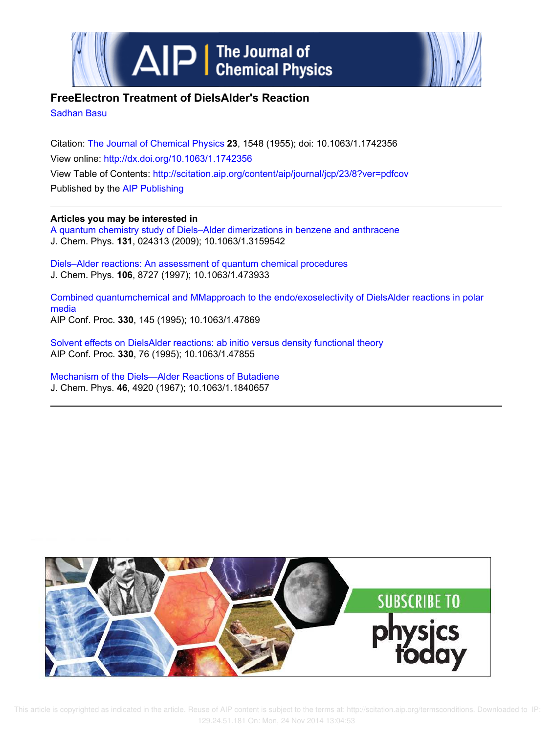# FreeElectron Treatment of DielsAlder's Reaction

Sadhan Basu

Citation: The Journal of Chemical Physics **23**, 1548 (1955); doi: 10.1063/1.1742356

View online: http://dx.doi.org/10.1063/1.1742356

View Table of Contents: http://scitation.aip.org/content/aip/journal/jcp/23/8?ver=pdfcov

Published by the AIP Publishing

---

**Articles you may be interested in**

A quantum chemistry study of Diels–Alder dimerizations in benzene and anthracene
J. Chem. Phys. **131**, 024313 (2009); 10.1063/1.3159542

Diels–Alder reactions: An assessment of quantum chemical procedures
J. Chem. Phys. **106**, 8727 (1997); 10.1063/1.473933

Combined quantumchemical and MMapproach to the endo/exoselectivity of DielsAlder reactions in polar media
AIP Conf. Proc. **330**, 145 (1995); 10.1063/1.47869

Solvent effects on DielsAlder reactions: ab initio versus density functional theory
AIP Conf. Proc. **330**, 76 (1995); 10.1063/1.47855

Mechanism of the Diels—Alder Reactions of Butadiene
J. Chem. Phys. **46**, 4920 (1967); 10.1063/1.1840657

---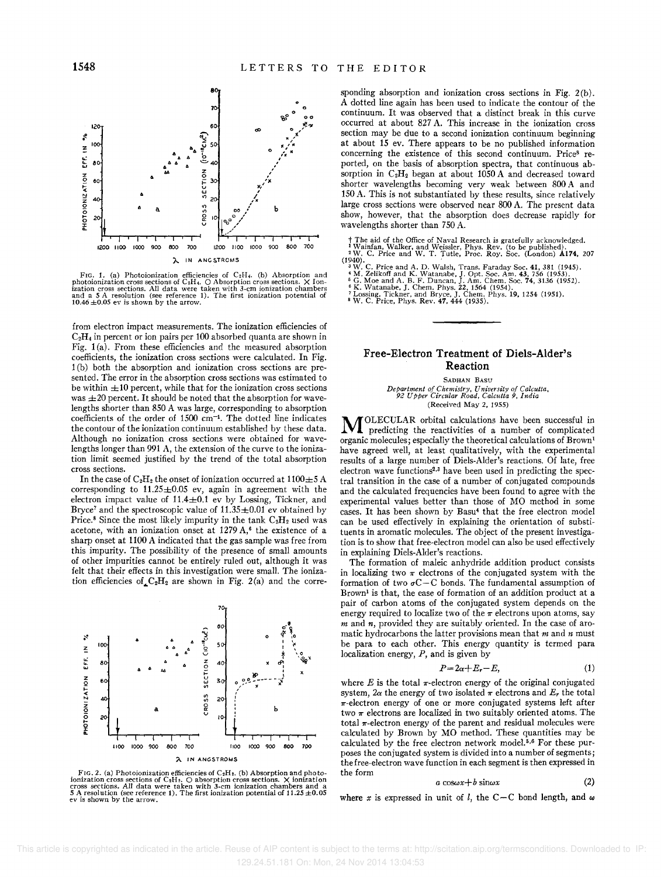FIG. 1. (a) Photoionization efficiencies of $C_2H_4$. (b) Absorption and photoionization cross sections of $C_2H_4$. ○ Absorption cross sections. × Ionization cross sections. All data were taken with 3-cm ionization chambers and a 5 A resolution (see reference 1). The first ionization potential of 10.46±0.05 ev is shown by the arrow.

from electron impact measurements. The ionization efficiencies of $C_2H_4$ in percent or ion pairs per 100 absorbed quanta are shown in Fig. 1(a). From these efficiencies and the measured absorption coefficients, the ionization cross sections were calculated. In Fig. 1(b) both the absorption and ionization cross sections are presented. The error in the absorption cross sections was estimated to be within ±10 percent, while that for the ionization cross sections was ±20 percent. It should be noted that the absorption for wavelengths shorter than 850 A was large, corresponding to absorption coefficients of the order of 1500 $cm^{-1}$. The dotted line indicates the contour of the ionization continuum established by these data. Although no ionization cross sections were obtained for wavelengths longer than 991 A, the extension of the curve to the ionization limit seemed justified by the trend of the total absorption cross sections.

In the case of $C_2H_2$ the onset of ionization occurred at 1100±5 A corresponding to 11.25±0.05 ev, again in agreement with the electron impact value of 11.4±0.1 ev by Lossing, Tickner, and Bryce[7] and the spectroscopic value of 11.35±0.01 ev obtained by Price.[8] Since the most likely impurity in the tank $C_2H_2$ used was acetone, with an ionization onset at 1279 A,[6] the existence of a sharp onset at 1100 A indicated that the gas sample was free from this impurity. The possibility of the presence of small amounts of other impurities cannot be entirely ruled out, although it was felt that their effects in this investigation were small. The ionization efficiencies of $C_2H_2$ are shown in Fig. 2(a) and the corresponding absorption and ionization cross sections in Fig. 2(b). A dotted line again has been used to indicate the contour of the continuum. It was observed that a distinct break in this curve occurred at about 827 A. This increase in the ionization cross section may be due to a second ionization continuum beginning at about 15 ev. There appears to be no published information concerning the existence of this second continuum. Price[8] reported, on the basis of absorption spectra, that continuous absorption in $C_2H_2$ began at about 1050 A and decreased toward shorter wavelengths becoming very weak between 800 A and 150 A. This is not substantiated by these results, since relatively large cross sections were observed near 800 A. The present data show, however, that the absorption does decrease rapidly for wavelengths shorter than 750 A.

FIG. 2. (a) Photoionization efficiencies of $C_2H_2$. (b) Absorption and photoionization cross sections of $C_2H_2$. ○ absorption cross sections. × ionization cross sections. All data were taken with 3-cm ionization chambers and a 5 A resolution (see reference 1). The first ionization potential of 11.25±0.05 ev is shown by the arrow.

† The aid of the Office of Naval Research is gratefully acknowledged.
[1] Wainfan, Walker, and Weissler, Phys. Rev. (to be published).
[2] W. C. Price and W. T. Tutle, Proc. Roy. Soc. (London) A174, 207 (1940).
[3] W. C. Price and A. D. Walsh, Trans. Faraday Soc. 41, 381 (1945).
[4] M. Zelikoff and K. Watanabe, J. Opt. Soc. Am. 43, 756 (1953).
[5] G. Moe and A. B. F. Duncan, J. Am. Chem. Soc. 74, 3136 (1952).
[6] K. Watanabe, J. Chem. Phys. 22, 1564 (1954).
[7] Lossing, Tickner, and Bryce, J. Chem. Phys. 19, 1254 (1951).
[8] W. C. Price, Phys. Rev. 47, 444 (1935).

## Free-Electron Treatment of Diels-Alder's Reaction

SADHAN BASU

*Department of Chemistry, University of Calcutta, 92 Upper Circular Road, Calcutta 9, India*

(Received May 2, 1955)

MOLECULAR orbital calculations have been successful in predicting the reactivities of a number of complicated organic molecules; especially the theoretical calculations of Brown[1] have agreed well, at least qualitatively, with the experimental results of a large number of Diels-Alder's reactions. Of late, free electron wave functions[2,3] have been used in predicting the spectral transition in the case of a number of conjugated compounds and the calculated frequencies have been found to agree with the experimental values better than those of MO method in some cases. It has been shown by Basu[4] that the free electron model can be used effectively in explaining the orientation of substituents in aromatic molecules. The object of the present investigation is to show that free-electron model can also be used effectively in explaining Diels-Alder's reactions.

The formation of maleic anhydride addition product consists in localizing two $\pi$ electrons of the conjugated system with the formation of two $\sigma$C−C bonds. The fundamental assumption of Brown[1] is that, the ease of formation of an addition product at a pair of carbon atoms of the conjugated system depends on the energy required to localize two of the $\pi$ electrons upon atoms, say $m$ and $n$, provided they are suitably oriented. In the case of aromatic hydrocarbons the latter provisions mean that $m$ and $n$ must be para to each other. This energy quantity is termed para localization energy, $P$, and is given by

$$P = 2\alpha + E_r - E, \tag{1}$$

where $E$ is the total $\pi$-electron energy of the original conjugated system, $2\alpha$ the energy of two isolated $\pi$ electrons and $E_r$ the total $\pi$-electron energy of one or more conjugated systems left after two $\pi$ electrons are localized in two suitably oriented atoms. The total $\pi$-electron energy of the parent and residual molecules were calculated by Brown by MO method. These quantities may be calculated by the free electron network model.[5,6] For these purposes the conjugated system is divided into a number of segments; the free-electron wave function in each segment is then expressed in the form

$$a \cos\omega x + b \sin\omega x \tag{2}$$

where $x$ is expressed in unit of $l$, the C−C bond length, and $\omega$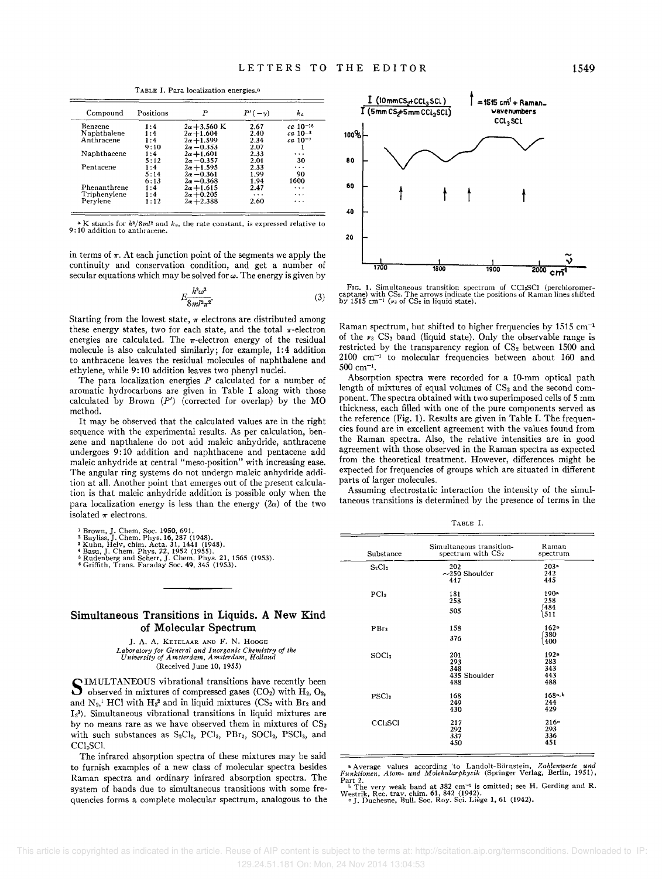TABLE I. Para localization energies.[a]

| Compound | Positions | $P$ | $P'(-\gamma)$ | $k_a$ |
|---|---|---|---|---|
| Benzene | 1:4 | $2\alpha+3.560$ K | 2.67 | ca $10^{-15}$ |
| Naphthalene | 1:4 | $2\alpha+1.604$ | 2.40 | ca $10^{-8}$ |
| Anthracene | 1:4 | $2\alpha+1.599$ | 2.34 | ca $10^{-7}$ |
| | 9:10 | $2\alpha-0.353$ | 2.07 | 1 |
| Naphthacene | 1:4 | $2\alpha+1.601$ | 2.33 | ... |
| | 5:12 | $2\alpha-0.357$ | 2.01 | 30 |
| Pentacene | 1:4 | $2\alpha+1.595$ | 2.33 | ... |
| | 5:14 | $2\alpha-0.361$ | 1.99 | 90 |
| | 6:13 | $2\alpha-0.368$ | 1.94 | 1600 |
| Phenanthrene | 1:4 | $2\alpha+1.615$ | 2.47 | ... |
| Triphenylene | 1:4 | $2\alpha+0.205$ | ... | ... |
| Perylene | 1:12 | $2\alpha+2.388$ | 2.60 | ... |

[a] K stands for $h^2/8ml^2$ and $k_a$, the rate constant, is expressed relative to 9:10 addition to anthracene.

in terms of $\pi$. At each junction point of the segments we apply the continuity and conservation condition, and get a number of secular equations which may be solved for $\omega$. The energy is given by

$$E\frac{h^2\omega^2}{8ml^2\pi^2}. \tag{3}$$

Starting from the lowest state, $\pi$ electrons are distributed among these energy states, two for each state, and the total $\pi$-electron energies are calculated. The $\pi$-electron energy of the residual molecule is also calculated similarly; for example, 1:4 addition to anthracene leaves the residual molecules of naphthalene and ethylene, while 9:10 addition leaves two phenyl nuclei.

The para localization energies $P$ calculated for a number of aromatic hydrocarbons are given in Table I along with those calculated by Brown ($P'$) (corrected for overlap) by the MO method.

It may be observed that the calculated values are in the right sequence with the experimental results. As per calculation, benzene and napthalene do not add maleic anhydride, anthracene undergoes 9:10 addition and naphthacene and pentacene add maleic anhydride at central "meso-position" with increasing ease. The angular ring systems do not undergo maleic anhydride addition at all. Another point that emerges out of the present calculation is that maleic anhydride addition is possible only when the para localization energy is less than the energy ($2\alpha$) of the two isolated $\pi$ electrons.

[1] Brown, J. Chem. Soc. 1950, 691.
[2] Bayliss, J. Chem. Phys. 16, 287 (1948).
[3] Kuhn, Helv. chim. Acta. 31, 1441 (1948).
[4] Basu, J. Chem. Phys. 22, 1952 (1955).
[5] Rudenberg and Scherr, J. Chem. Phys. 21, 1565 (1953).
[6] Griffith, Trans. Faraday Soc. 49, 345 (1953).

## Simultaneous Transitions in Liquids. A New Kind of Molecular Spectrum

J. A. A. KETELAAR AND F. N. HOOGE

*Laboratory for General and Inorganic Chemistry of the University of Amsterdam, Amsterdam, Holland*

(Received June 10, 1955)

SIMULTANEOUS vibrational transitions have recently been observed in mixtures of compressed gases ($CO_2$) with $H_2$, $O_2$, and $N_2$,[1] HCl with $H_2$[2] and in liquid mixtures ($CS_2$ with $Br_2$ and $I_2$[3]). Simultaneous vibrational transitions in liquid mixtures are by no means rare as we have observed them in mixtures of $CS_2$ with such substances as $S_2Cl_2$, $PCl_3$, $PBr_3$, $SOCl_2$, $PSCl_3$, and $CCl_3SCl$.

The infrared absorption spectra of these mixtures may be said to furnish examples of a new class of molecular spectra besides Raman spectra and ordinary infrared absorption spectra. The system of bands due to simultaneous transitions with some frequencies forms a complete molecular spectrum, analogous to the

I (10mm CS2+CCl3SCl) / I (5mm CS2+5mm CCl3SCl)
↑ = 1515 cm-1 + Raman-wavenumbers CCl3SCl
100%
80
60
40
20
1700
1800
1900
2000 cm-1
ν̃

FIG. 1. Simultaneous transition spectrum of $CCl_3SCl$ (perchloromercaptane) with $CS_2$. The arrows indicate the positions of Raman lines shifted by 1515 cm$^{-1}$ ($\nu_3$ of $CS_2$ in liquid state).

Raman spectrum, but shifted to higher frequencies by 1515 cm$^{-1}$ of the $\nu_3$ $CS_2$ band (liquid state). Only the observable range is restricted by the transparency region of $CS_2$ between 1500 and 2100 cm$^{-1}$ to molecular frequencies between about 160 and 500 cm$^{-1}$.

Absorption spectra were recorded for a 10-mm optical path length of mixtures of equal volumes of $CS_2$ and the second component. The spectra obtained with two superimposed cells of 5 mm thickness, each filled with one of the pure components served as the reference (Fig. 1). Results are given in Table I. The frequencies found are in excellent agreement with the values found from the Raman spectra. Also, the relative intensities are in good agreement with those observed in the Raman spectra as expected from the theoretical treatment. However, differences might be expected for frequencies of groups which are situated in different parts of larger molecules.

Assuming electrostatic interaction the intensity of the simultaneous transitions is determined by the presence of terms in the

TABLE I.

| Substance | Simultaneous transition-spectrum with $CS_2$ | Raman spectrum |
|---|---|---|
| $S_2Cl_2$ | 202 | 203[a] |
| | ~250 Shoulder | 242 |
| | 447 | 445 |
| $PCl_3$ | 181 | 190[a] |
| | 258 | 258 |
| | 505 | {484, 511} |
| $PBr_3$ | 158 | 162[a] |
| | 376 | {380, 400} |
| $SOCl_2$ | 201 | 192[a] |
| | 293 | 283 |
| | 348 | 343 |
| | 435 Shoulder | 443 |
| | 488 | 488 |
| $PSCl_3$ | 168 | 168[a,b] |
| | 249 | 244 |
| | 430 | 429 |
| $CCl_3SCl$ | 217 | 216[c] |
| | 292 | 293 |
| | 337 | 336 |
| | 450 | 451 |

[a] Average values according to Landolt-Börnstein, *Zahlenwerte und Funktionen, Atom- und Molekularphysik* (Springer Verlag, Berlin, 1951), Part 2.
[b] The very weak band at 382 cm$^{-1}$ is omitted; see H. Gerding and R. Westrik, Rec. trav. chim. 61, 842 (1942).
[c] J. Duchesne, Bull. Soc. Roy. Sci. Liège 1, 61 (1942).